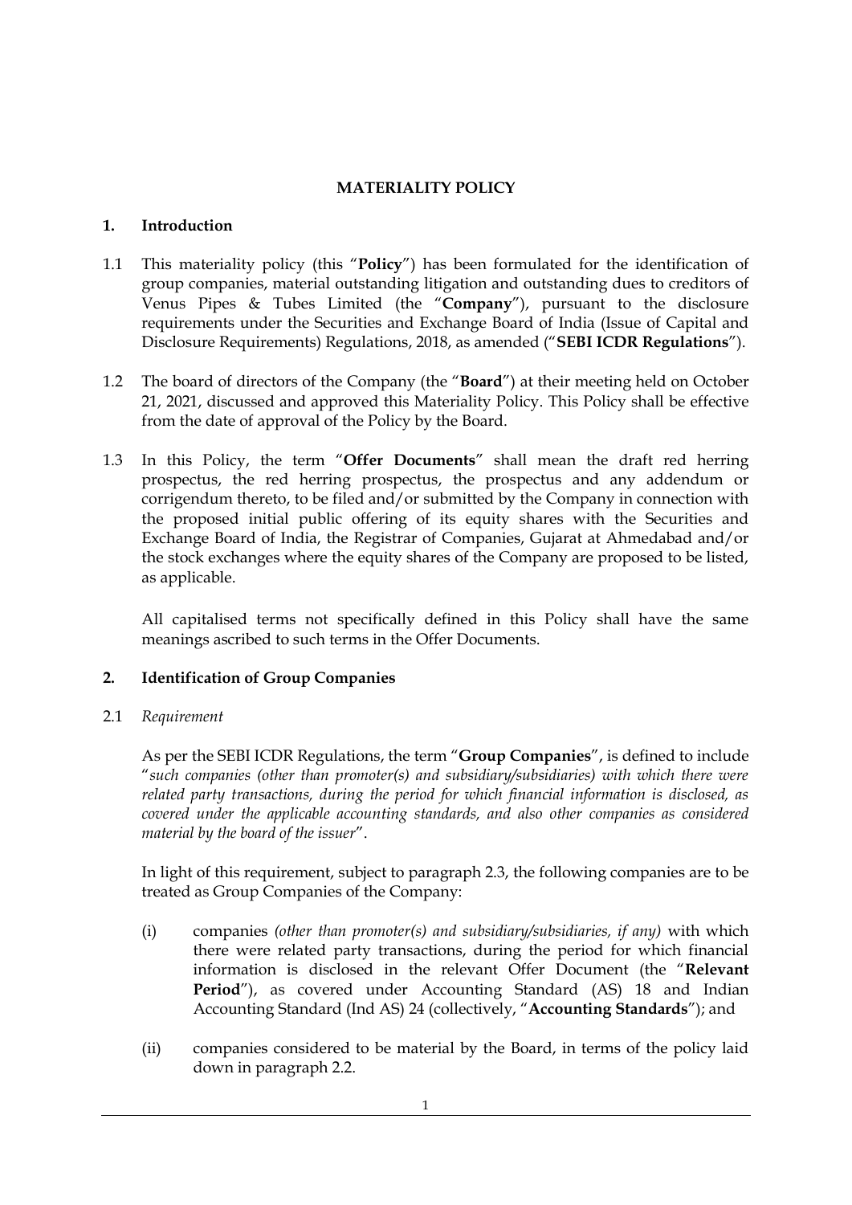# MATERIALITY POLICY

## 1. Introduction

1.1 This materiality policy (this "**Policy**") has been formulated for the identification of group companies, material outstanding litigation and outstanding dues to creditors of Venus Pipes & Tubes Limited (the "**Company**"), pursuant to the disclosure requirements under the Securities and Exchange Board of India (Issue of Capital and Disclosure Requirements) Regulations, 2018, as amended ("**SEBI ICDR Regulations**").

1.2 The board of directors of the Company (the "**Board**") at their meeting held on October 21, 2021, discussed and approved this Materiality Policy. This Policy shall be effective from the date of approval of the Policy by the Board.

1.3 In this Policy, the term "**Offer Documents**" shall mean the draft red herring prospectus, the red herring prospectus, the prospectus and any addendum or corrigendum thereto, to be filed and/or submitted by the Company in connection with the proposed initial public offering of its equity shares with the Securities and Exchange Board of India, the Registrar of Companies, Gujarat at Ahmedabad and/or the stock exchanges where the equity shares of the Company are proposed to be listed, as applicable.

All capitalised terms not specifically defined in this Policy shall have the same meanings ascribed to such terms in the Offer Documents.

## 2. Identification of Group Companies

2.1 *Requirement*

As per the SEBI ICDR Regulations, the term "**Group Companies**", is defined to include "*such companies (other than promoter(s) and subsidiary/subsidiaries) with which there were related party transactions, during the period for which financial information is disclosed, as covered under the applicable accounting standards, and also other companies as considered material by the board of the issuer*".

In light of this requirement, subject to paragraph 2.3, the following companies are to be treated as Group Companies of the Company:

(i) companies *(other than promoter(s) and subsidiary/subsidiaries, if any)* with which there were related party transactions, during the period for which financial information is disclosed in the relevant Offer Document (the "**Relevant Period**"), as covered under Accounting Standard (AS) 18 and Indian Accounting Standard (Ind AS) 24 (collectively, "**Accounting Standards**"); and

(ii) companies considered to be material by the Board, in terms of the policy laid down in paragraph 2.2.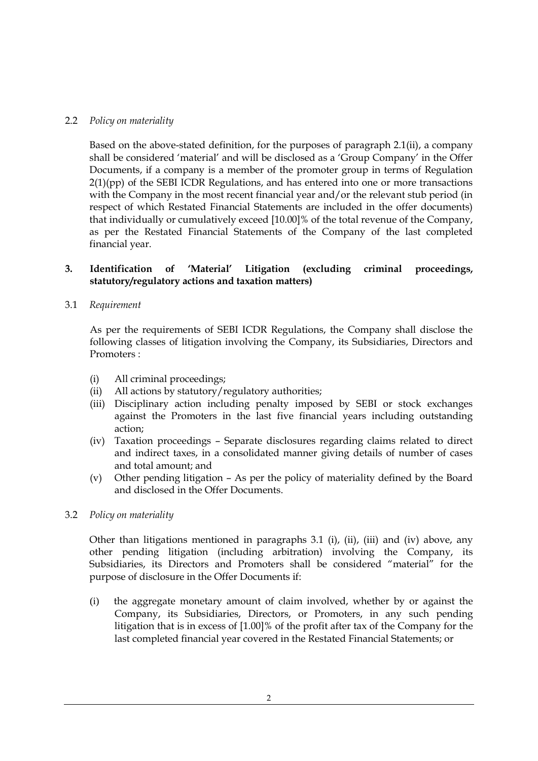2.2 *Policy on materiality*

Based on the above-stated definition, for the purposes of paragraph 2.1(ii), a company shall be considered 'material' and will be disclosed as a 'Group Company' in the Offer Documents, if a company is a member of the promoter group in terms of Regulation 2(1)(pp) of the SEBI ICDR Regulations, and has entered into one or more transactions with the Company in the most recent financial year and/or the relevant stub period (in respect of which Restated Financial Statements are included in the offer documents) that individually or cumulatively exceed [10.00]% of the total revenue of the Company, as per the Restated Financial Statements of the Company of the last completed financial year.

## 3. Identification of 'Material' Litigation (excluding criminal proceedings, statutory/regulatory actions and taxation matters)

3.1 *Requirement*

As per the requirements of SEBI ICDR Regulations, the Company shall disclose the following classes of litigation involving the Company, its Subsidiaries, Directors and Promoters :

(i) All criminal proceedings;
(ii) All actions by statutory/regulatory authorities;
(iii) Disciplinary action including penalty imposed by SEBI or stock exchanges against the Promoters in the last five financial years including outstanding action;
(iv) Taxation proceedings – Separate disclosures regarding claims related to direct and indirect taxes, in a consolidated manner giving details of number of cases and total amount; and
(v) Other pending litigation – As per the policy of materiality defined by the Board and disclosed in the Offer Documents.

3.2 *Policy on materiality*

Other than litigations mentioned in paragraphs 3.1 (i), (ii), (iii) and (iv) above, any other pending litigation (including arbitration) involving the Company, its Subsidiaries, its Directors and Promoters shall be considered "material" for the purpose of disclosure in the Offer Documents if:

(i) the aggregate monetary amount of claim involved, whether by or against the Company, its Subsidiaries, Directors, or Promoters, in any such pending litigation that is in excess of [1.00]% of the profit after tax of the Company for the last completed financial year covered in the Restated Financial Statements; or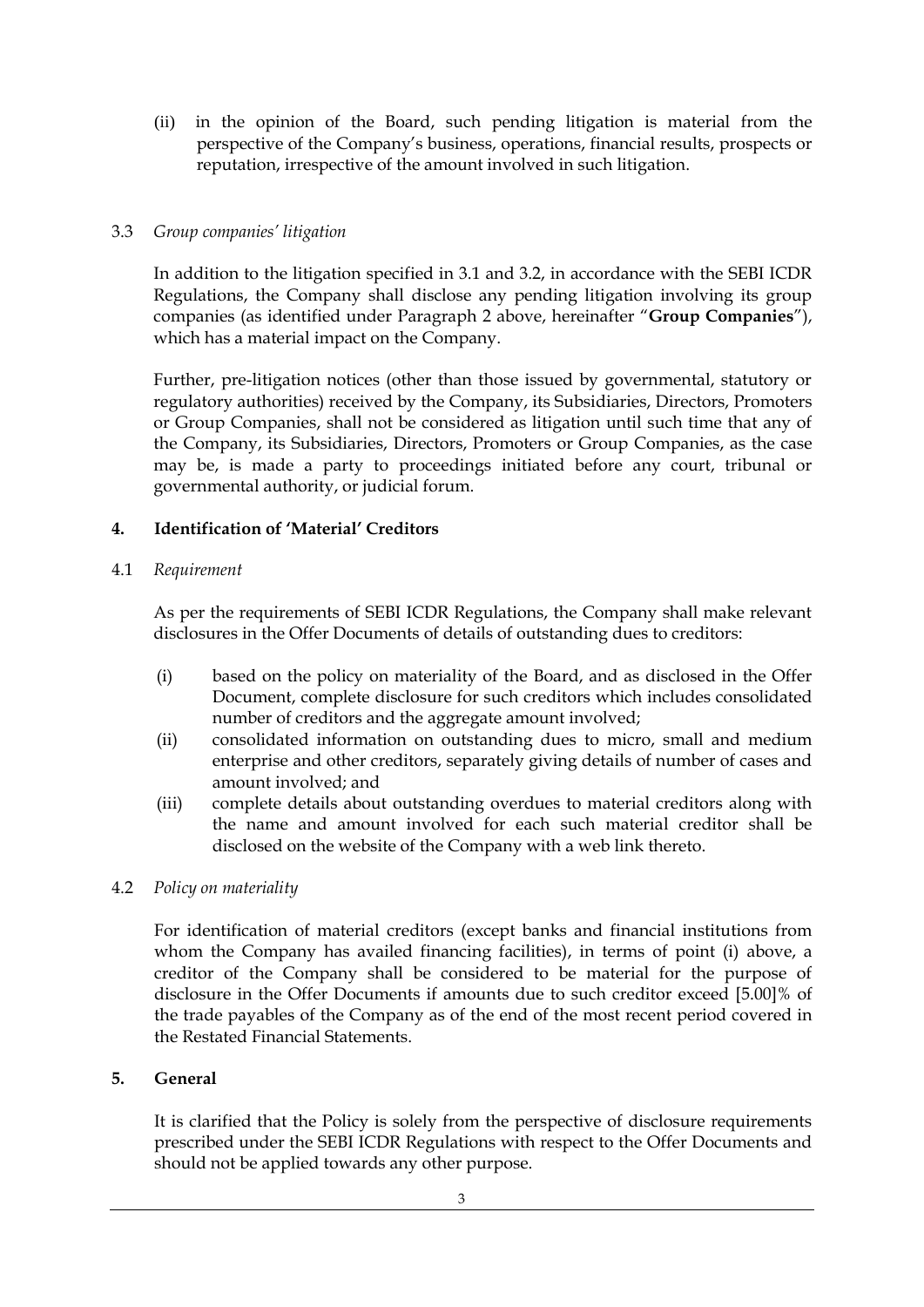(ii) in the opinion of the Board, such pending litigation is material from the perspective of the Company's business, operations, financial results, prospects or reputation, irrespective of the amount involved in such litigation.

3.3 *Group companies' litigation*

In addition to the litigation specified in 3.1 and 3.2, in accordance with the SEBI ICDR Regulations, the Company shall disclose any pending litigation involving its group companies (as identified under Paragraph 2 above, hereinafter "**Group Companies**"), which has a material impact on the Company.

Further, pre-litigation notices (other than those issued by governmental, statutory or regulatory authorities) received by the Company, its Subsidiaries, Directors, Promoters or Group Companies, shall not be considered as litigation until such time that any of the Company, its Subsidiaries, Directors, Promoters or Group Companies, as the case may be, is made a party to proceedings initiated before any court, tribunal or governmental authority, or judicial forum.

## 4. Identification of 'Material' Creditors

4.1 *Requirement*

As per the requirements of SEBI ICDR Regulations, the Company shall make relevant disclosures in the Offer Documents of details of outstanding dues to creditors:

(i) based on the policy on materiality of the Board, and as disclosed in the Offer Document, complete disclosure for such creditors which includes consolidated number of creditors and the aggregate amount involved;

(ii) consolidated information on outstanding dues to micro, small and medium enterprise and other creditors, separately giving details of number of cases and amount involved; and

(iii) complete details about outstanding overdues to material creditors along with the name and amount involved for each such material creditor shall be disclosed on the website of the Company with a web link thereto.

4.2 *Policy on materiality*

For identification of material creditors (except banks and financial institutions from whom the Company has availed financing facilities), in terms of point (i) above, a creditor of the Company shall be considered to be material for the purpose of disclosure in the Offer Documents if amounts due to such creditor exceed [5.00]% of the trade payables of the Company as of the end of the most recent period covered in the Restated Financial Statements.

## 5. General

It is clarified that the Policy is solely from the perspective of disclosure requirements prescribed under the SEBI ICDR Regulations with respect to the Offer Documents and should not be applied towards any other purpose.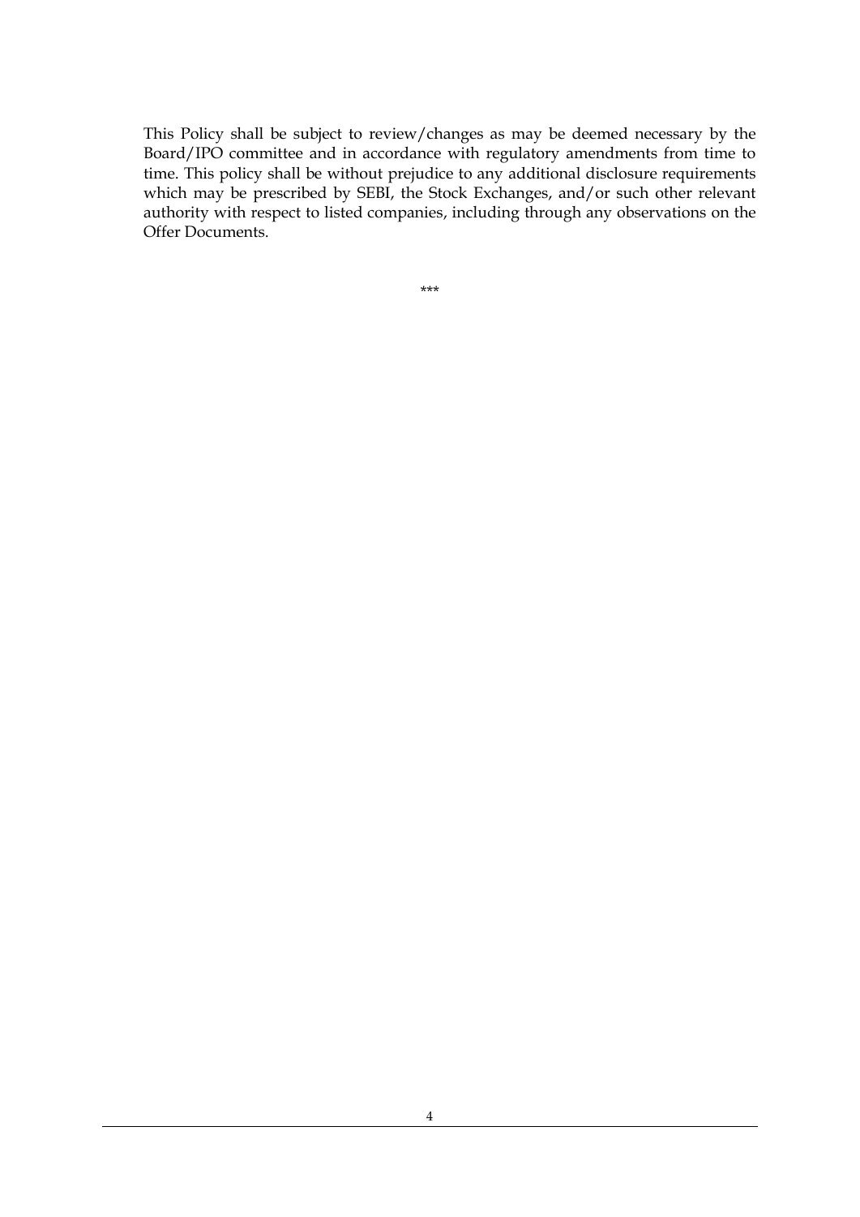This Policy shall be subject to review/changes as may be deemed necessary by the Board/IPO committee and in accordance with regulatory amendments from time to time. This policy shall be without prejudice to any additional disclosure requirements which may be prescribed by SEBI, the Stock Exchanges, and/or such other relevant authority with respect to listed companies, including through any observations on the Offer Documents.

***